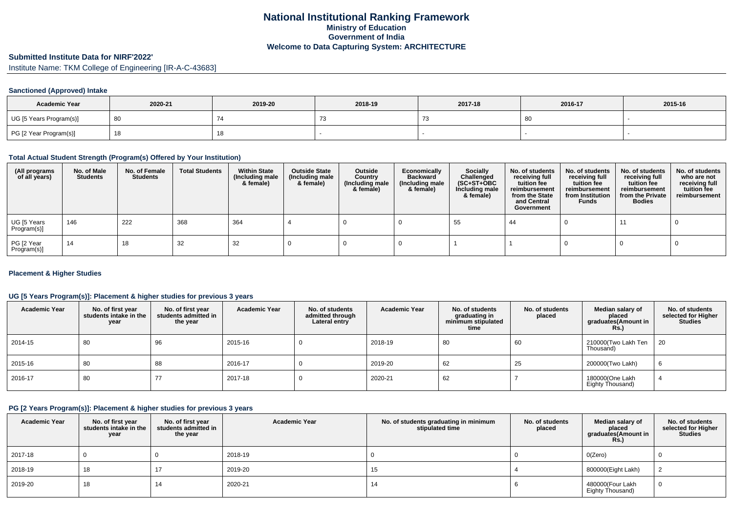# National Institutional Ranking Framework
## Ministry of Education
## Government of India
## Welcome to Data Capturing System: ARCHITECTURE

**Submitted Institute Data for NIRF'2022'**

Institute Name: TKM College of Engineering [IR-A-C-43683]

### Sanctioned (Approved) Intake

| Academic Year | 2020-21 | 2019-20 | 2018-19 | 2017-18 | 2016-17 | 2015-16 |
|---|---|---|---|---|---|---|
| UG [5 Years Program(s)] | 80 | 74 | 73 | 73 | 80 | - |
| PG [2 Year Program(s)] | 18 | 18 | - | - | - | - |

### Total Actual Student Strength (Program(s) Offered by Your Institution)

| (All programs of all years) | No. of Male Students | No. of Female Students | Total Students | Within State (Including male & female) | Outside State (Including male & female) | Outside Country (Including male & female) | Economically Backward (Including male & female) | Socially Challenged (SC+ST+OBC Including male & female) | No. of students receiving full tuition fee reimbursement from the State and Central Government | No. of students receiving full tuition fee reimbursement from Institution Funds | No. of students receiving full tuition fee reimbursement from the Private Bodies | No. of students who are not receiving full tuition fee reimbursement |
|---|---|---|---|---|---|---|---|---|---|---|---|---|
| UG [5 Years Program(s)] | 146 | 222 | 368 | 364 | 4 | 0 | 0 | 55 | 44 | 0 | 11 | 0 |
| PG [2 Year Program(s)] | 14 | 18 | 32 | 32 | 0 | 0 | 0 | 1 | 1 | 0 | 0 | 0 |

### Placement & Higher Studies

#### UG [5 Years Program(s)]: Placement & higher studies for previous 3 years

| Academic Year | No. of first year students intake in the year | No. of first year students admitted in the year | Academic Year | No. of students admitted through Lateral entry | Academic Year | No. of students graduating in minimum stipulated time | No. of students placed | Median salary of placed graduates(Amount in Rs.) | No. of students selected for Higher Studies |
|---|---|---|---|---|---|---|---|---|---|
| 2014-15 | 80 | 96 | 2015-16 | 0 | 2018-19 | 80 | 60 | 210000(Two Lakh Ten Thousand) | 20 |
| 2015-16 | 80 | 88 | 2016-17 | 0 | 2019-20 | 62 | 25 | 200000(Two Lakh) | 6 |
| 2016-17 | 80 | 77 | 2017-18 | 0 | 2020-21 | 62 | 7 | 180000(One Lakh Eighty Thousand) | 4 |

#### PG [2 Years Program(s)]: Placement & higher studies for previous 3 years

| Academic Year | No. of first year students intake in the year | No. of first year students admitted in the year | Academic Year | No. of students graduating in minimum stipulated time | No. of students placed | Median salary of placed graduates(Amount in Rs.) | No. of students selected for Higher Studies |
|---|---|---|---|---|---|---|---|
| 2017-18 | 0 | 0 | 2018-19 | 0 | 0 | 0(Zero) | 0 |
| 2018-19 | 18 | 17 | 2019-20 | 15 | 4 | 800000(Eight Lakh) | 2 |
| 2019-20 | 18 | 14 | 2020-21 | 14 | 6 | 480000(Four Lakh Eighty Thousand) | 0 |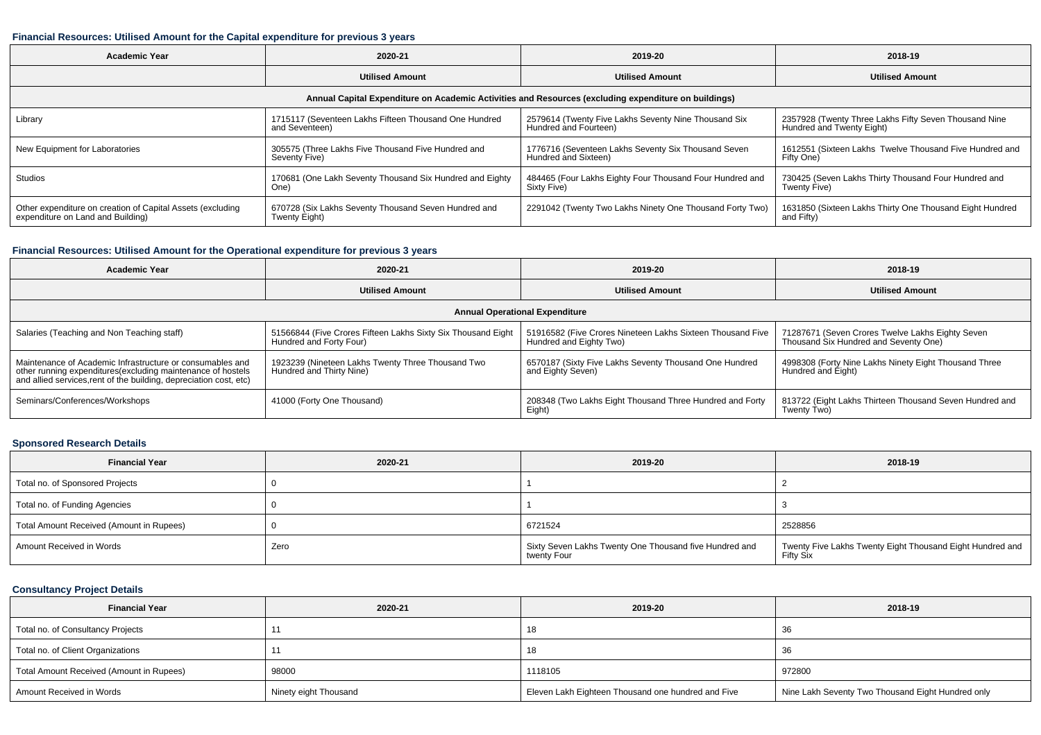### Financial Resources: Utilised Amount for the Capital expenditure for previous 3 years

| Academic Year | 2020-21 | 2019-20 | 2018-19 |
|---|---|---|---|
| | **Utilised Amount** | **Utilised Amount** | **Utilised Amount** |
| **Annual Capital Expenditure on Academic Activities and Resources (excluding expenditure on buildings)** | | | |
| Library | 1715117 (Seventeen Lakhs Fifteen Thousand One Hundred and Seventeen) | 2579614 (Twenty Five Lakhs Seventy Nine Thousand Six Hundred and Fourteen) | 2357928 (Twenty Three Lakhs Fifty Seven Thousand Nine Hundred and Twenty Eight) |
| New Equipment for Laboratories | 305575 (Three Lakhs Five Thousand Five Hundred and Seventy Five) | 1776716 (Seventeen Lakhs Seventy Six Thousand Seven Hundred and Sixteen) | 1612551 (Sixteen Lakhs Twelve Thousand Five Hundred and Fifty One) |
| Studios | 170681 (One Lakh Seventy Thousand Six Hundred and Eighty One) | 484465 (Four Lakhs Eighty Four Thousand Four Hundred and Sixty Five) | 730425 (Seven Lakhs Thirty Thousand Four Hundred and Twenty Five) |
| Other expenditure on creation of Capital Assets (excluding expenditure on Land and Building) | 670728 (Six Lakhs Seventy Thousand Seven Hundred and Twenty Eight) | 2291042 (Twenty Two Lakhs Ninety One Thousand Forty Two) | 1631850 (Sixteen Lakhs Thirty One Thousand Eight Hundred and Fifty) |

### Financial Resources: Utilised Amount for the Operational expenditure for previous 3 years

| Academic Year | 2020-21 | 2019-20 | 2018-19 |
|---|---|---|---|
| | **Utilised Amount** | **Utilised Amount** | **Utilised Amount** |
| **Annual Operational Expenditure** | | | |
| Salaries (Teaching and Non Teaching staff) | 51566844 (Five Crores Fifteen Lakhs Sixty Six Thousand Eight Hundred and Forty Four) | 51916582 (Five Crores Nineteen Lakhs Sixteen Thousand Five Hundred and Eighty Two) | 71287671 (Seven Crores Twelve Lakhs Eighty Seven Thousand Six Hundred and Seventy One) |
| Maintenance of Academic Infrastructure or consumables and other running expenditures(excluding maintenance of hostels and allied services,rent of the building, depreciation cost, etc) | 1923239 (Nineteen Lakhs Twenty Three Thousand Two Hundred and Thirty Nine) | 6570187 (Sixty Five Lakhs Seventy Thousand One Hundred and Eighty Seven) | 4998308 (Forty Nine Lakhs Ninety Eight Thousand Three Hundred and Eight) |
| Seminars/Conferences/Workshops | 41000 (Forty One Thousand) | 208348 (Two Lakhs Eight Thousand Three Hundred and Forty Eight) | 813722 (Eight Lakhs Thirteen Thousand Seven Hundred and Twenty Two) |

### Sponsored Research Details

| Financial Year | 2020-21 | 2019-20 | 2018-19 |
|---|---|---|---|
| Total no. of Sponsored Projects | 0 | 1 | 2 |
| Total no. of Funding Agencies | 0 | 1 | 3 |
| Total Amount Received (Amount in Rupees) | 0 | 6721524 | 2528856 |
| Amount Received in Words | Zero | Sixty Seven Lakhs Twenty One Thousand five Hundred and twenty Four | Twenty Five Lakhs Twenty Eight Thousand Eight Hundred and Fifty Six |

### Consultancy Project Details

| Financial Year | 2020-21 | 2019-20 | 2018-19 |
|---|---|---|---|
| Total no. of Consultancy Projects | 11 | 18 | 36 |
| Total no. of Client Organizations | 11 | 18 | 36 |
| Total Amount Received (Amount in Rupees) | 98000 | 1118105 | 972800 |
| Amount Received in Words | Ninety eight Thousand | Eleven Lakh Eighteen Thousand one hundred and Five | Nine Lakh Seventy Two Thousand Eight Hundred only |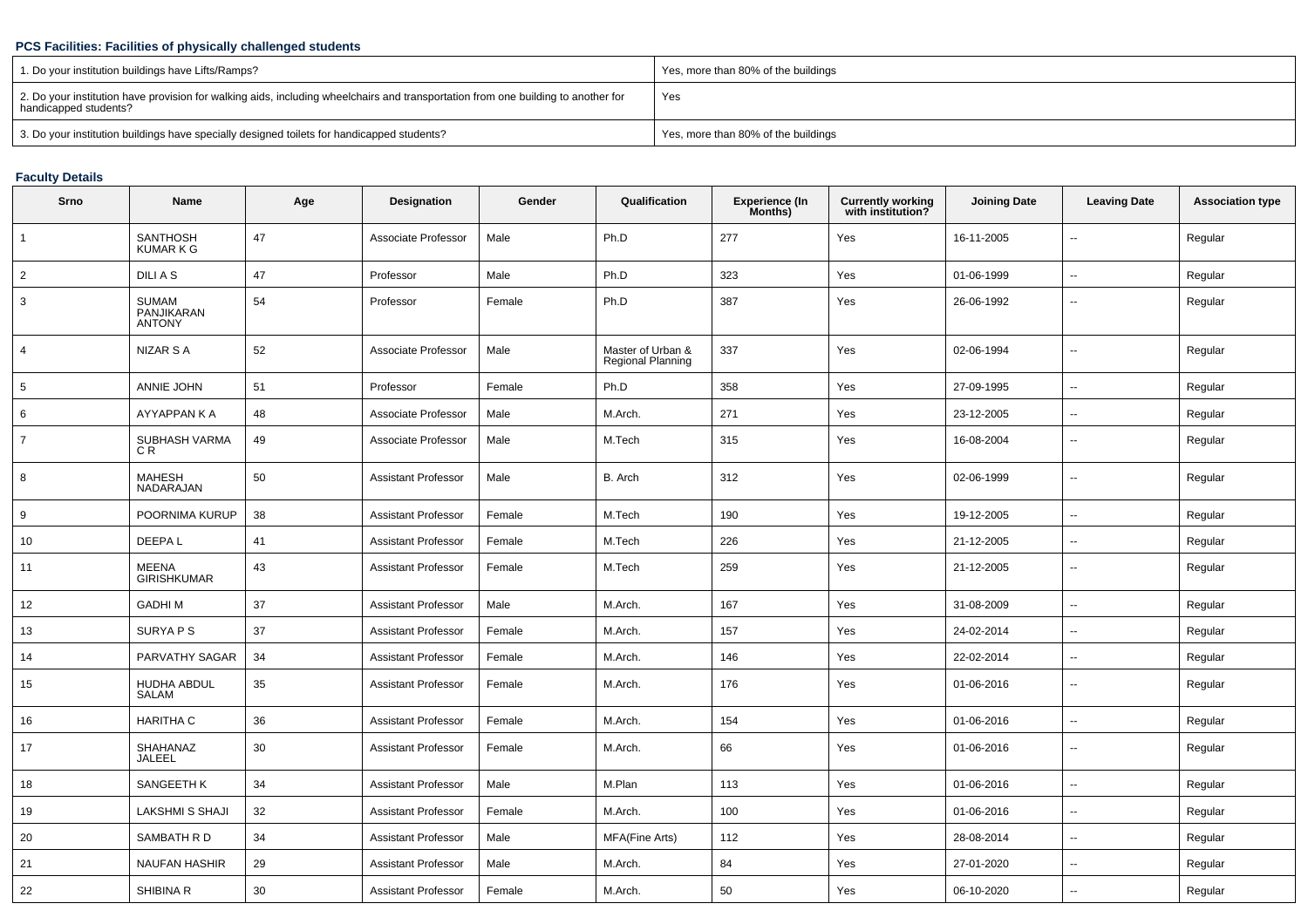**PCS Facilities: Facilities of physically challenged students**

| 1. Do your institution buildings have Lifts/Ramps? | Yes, more than 80% of the buildings |
|---|---|
| 2. Do your institution have provision for walking aids, including wheelchairs and transportation from one building to another for handicapped students? | Yes |
| 3. Do your institution buildings have specially designed toilets for handicapped students? | Yes, more than 80% of the buildings |

**Faculty Details**

| Srno | Name | Age | Designation | Gender | Qualification | Experience (In Months) | Currently working with institution? | Joining Date | Leaving Date | Association type |
|---|---|---|---|---|---|---|---|---|---|---|
| 1 | SANTHOSH KUMAR K G | 47 | Associate Professor | Male | Ph.D | 277 | Yes | 16-11-2005 | -- | Regular |
| 2 | DILI A S | 47 | Professor | Male | Ph.D | 323 | Yes | 01-06-1999 | -- | Regular |
| 3 | SUMAM PANJIKARAN ANTONY | 54 | Professor | Female | Ph.D | 387 | Yes | 26-06-1992 | -- | Regular |
| 4 | NIZAR S A | 52 | Associate Professor | Male | Master of Urban & Regional Planning | 337 | Yes | 02-06-1994 | -- | Regular |
| 5 | ANNIE JOHN | 51 | Professor | Female | Ph.D | 358 | Yes | 27-09-1995 | -- | Regular |
| 6 | AYYAPPAN K A | 48 | Associate Professor | Male | M.Arch. | 271 | Yes | 23-12-2005 | -- | Regular |
| 7 | SUBHASH VARMA C R | 49 | Associate Professor | Male | M.Tech | 315 | Yes | 16-08-2004 | -- | Regular |
| 8 | MAHESH NADARAJAN | 50 | Assistant Professor | Male | B. Arch | 312 | Yes | 02-06-1999 | -- | Regular |
| 9 | POORNIMA KURUP | 38 | Assistant Professor | Female | M.Tech | 190 | Yes | 19-12-2005 | -- | Regular |
| 10 | DEEPA L | 41 | Assistant Professor | Female | M.Tech | 226 | Yes | 21-12-2005 | -- | Regular |
| 11 | MEENA GIRISHKUMAR | 43 | Assistant Professor | Female | M.Tech | 259 | Yes | 21-12-2005 | -- | Regular |
| 12 | GADHI M | 37 | Assistant Professor | Male | M.Arch. | 167 | Yes | 31-08-2009 | -- | Regular |
| 13 | SURYA P S | 37 | Assistant Professor | Female | M.Arch. | 157 | Yes | 24-02-2014 | -- | Regular |
| 14 | PARVATHY SAGAR | 34 | Assistant Professor | Female | M.Arch. | 146 | Yes | 22-02-2014 | -- | Regular |
| 15 | HUDHA ABDUL SALAM | 35 | Assistant Professor | Female | M.Arch. | 176 | Yes | 01-06-2016 | -- | Regular |
| 16 | HARITHA C | 36 | Assistant Professor | Female | M.Arch. | 154 | Yes | 01-06-2016 | -- | Regular |
| 17 | SHAHANAZ JALEEL | 30 | Assistant Professor | Female | M.Arch. | 66 | Yes | 01-06-2016 | -- | Regular |
| 18 | SANGEETH K | 34 | Assistant Professor | Male | M.Plan | 113 | Yes | 01-06-2016 | -- | Regular |
| 19 | LAKSHMI S SHAJI | 32 | Assistant Professor | Female | M.Arch. | 100 | Yes | 01-06-2016 | -- | Regular |
| 20 | SAMBATH R D | 34 | Assistant Professor | Male | MFA(Fine Arts) | 112 | Yes | 28-08-2014 | -- | Regular |
| 21 | NAUFAN HASHIR | 29 | Assistant Professor | Male | M.Arch. | 84 | Yes | 27-01-2020 | -- | Regular |
| 22 | SHIBINA R | 30 | Assistant Professor | Female | M.Arch. | 50 | Yes | 06-10-2020 | -- | Regular |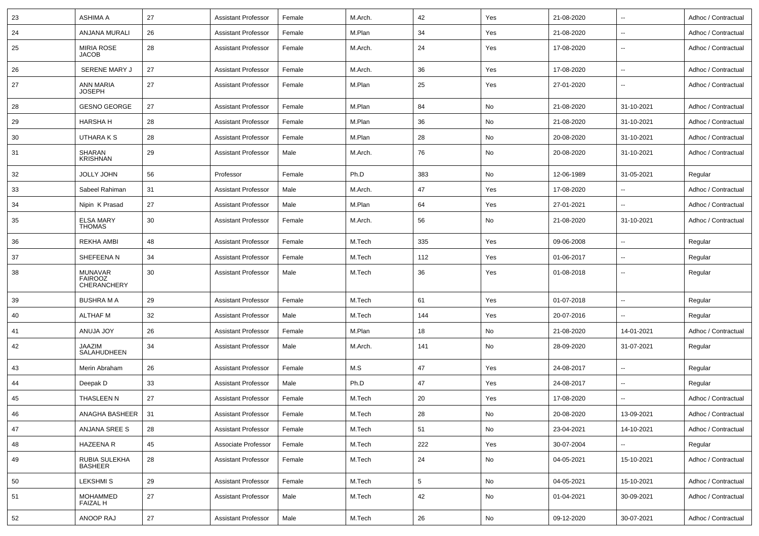| 23 | ASHIMA A | 27 | Assistant Professor | Female | M.Arch. | 42 | Yes | 21-08-2020 | -- | Adhoc / Contractual |
|---|---|---|---|---|---|---|---|---|---|---|
| 24 | ANJANA MURALI | 26 | Assistant Professor | Female | M.Plan | 34 | Yes | 21-08-2020 | -- | Adhoc / Contractual |
| 25 | MIRIA ROSE JACOB | 28 | Assistant Professor | Female | M.Arch. | 24 | Yes | 17-08-2020 | -- | Adhoc / Contractual |
| 26 | SERENE MARY J | 27 | Assistant Professor | Female | M.Arch. | 36 | Yes | 17-08-2020 | -- | Adhoc / Contractual |
| 27 | ANN MARIA JOSEPH | 27 | Assistant Professor | Female | M.Plan | 25 | Yes | 27-01-2020 | -- | Adhoc / Contractual |
| 28 | GESNO GEORGE | 27 | Assistant Professor | Female | M.Plan | 84 | No | 21-08-2020 | 31-10-2021 | Adhoc / Contractual |
| 29 | HARSHA H | 28 | Assistant Professor | Female | M.Plan | 36 | No | 21-08-2020 | 31-10-2021 | Adhoc / Contractual |
| 30 | UTHARA K S | 28 | Assistant Professor | Female | M.Plan | 28 | No | 20-08-2020 | 31-10-2021 | Adhoc / Contractual |
| 31 | SHARAN KRISHNAN | 29 | Assistant Professor | Male | M.Arch. | 76 | No | 20-08-2020 | 31-10-2021 | Adhoc / Contractual |
| 32 | JOLLY JOHN | 56 | Professor | Female | Ph.D | 383 | No | 12-06-1989 | 31-05-2021 | Regular |
| 33 | Sabeel Rahiman | 31 | Assistant Professor | Male | M.Arch. | 47 | Yes | 17-08-2020 | -- | Adhoc / Contractual |
| 34 | Nipin K Prasad | 27 | Assistant Professor | Male | M.Plan | 64 | Yes | 27-01-2021 | -- | Adhoc / Contractual |
| 35 | ELSA MARY THOMAS | 30 | Assistant Professor | Female | M.Arch. | 56 | No | 21-08-2020 | 31-10-2021 | Adhoc / Contractual |
| 36 | REKHA AMBI | 48 | Assistant Professor | Female | M.Tech | 335 | Yes | 09-06-2008 | -- | Regular |
| 37 | SHEFEENA N | 34 | Assistant Professor | Female | M.Tech | 112 | Yes | 01-06-2017 | -- | Regular |
| 38 | MUNAVAR FAIROOZ CHERANCHERY | 30 | Assistant Professor | Male | M.Tech | 36 | Yes | 01-08-2018 | -- | Regular |
| 39 | BUSHRA M A | 29 | Assistant Professor | Female | M.Tech | 61 | Yes | 01-07-2018 | -- | Regular |
| 40 | ALTHAF M | 32 | Assistant Professor | Male | M.Tech | 144 | Yes | 20-07-2016 | -- | Regular |
| 41 | ANUJA JOY | 26 | Assistant Professor | Female | M.Plan | 18 | No | 21-08-2020 | 14-01-2021 | Adhoc / Contractual |
| 42 | JAAZIM SALAHUDHEEN | 34 | Assistant Professor | Male | M.Arch. | 141 | No | 28-09-2020 | 31-07-2021 | Regular |
| 43 | Merin Abraham | 26 | Assistant Professor | Female | M.S | 47 | Yes | 24-08-2017 | -- | Regular |
| 44 | Deepak D | 33 | Assistant Professor | Male | Ph.D | 47 | Yes | 24-08-2017 | -- | Regular |
| 45 | THASLEEN N | 27 | Assistant Professor | Female | M.Tech | 20 | Yes | 17-08-2020 | -- | Adhoc / Contractual |
| 46 | ANAGHA BASHEER | 31 | Assistant Professor | Female | M.Tech | 28 | No | 20-08-2020 | 13-09-2021 | Adhoc / Contractual |
| 47 | ANJANA SREE S | 28 | Assistant Professor | Female | M.Tech | 51 | No | 23-04-2021 | 14-10-2021 | Adhoc / Contractual |
| 48 | HAZEENA R | 45 | Associate Professor | Female | M.Tech | 222 | Yes | 30-07-2004 | -- | Regular |
| 49 | RUBIA SULEKHA BASHEER | 28 | Assistant Professor | Female | M.Tech | 24 | No | 04-05-2021 | 15-10-2021 | Adhoc / Contractual |
| 50 | LEKSHMI S | 29 | Assistant Professor | Female | M.Tech | 5 | No | 04-05-2021 | 15-10-2021 | Adhoc / Contractual |
| 51 | MOHAMMED FAIZAL H | 27 | Assistant Professor | Male | M.Tech | 42 | No | 01-04-2021 | 30-09-2021 | Adhoc / Contractual |
| 52 | ANOOP RAJ | 27 | Assistant Professor | Male | M.Tech | 26 | No | 09-12-2020 | 30-07-2021 | Adhoc / Contractual |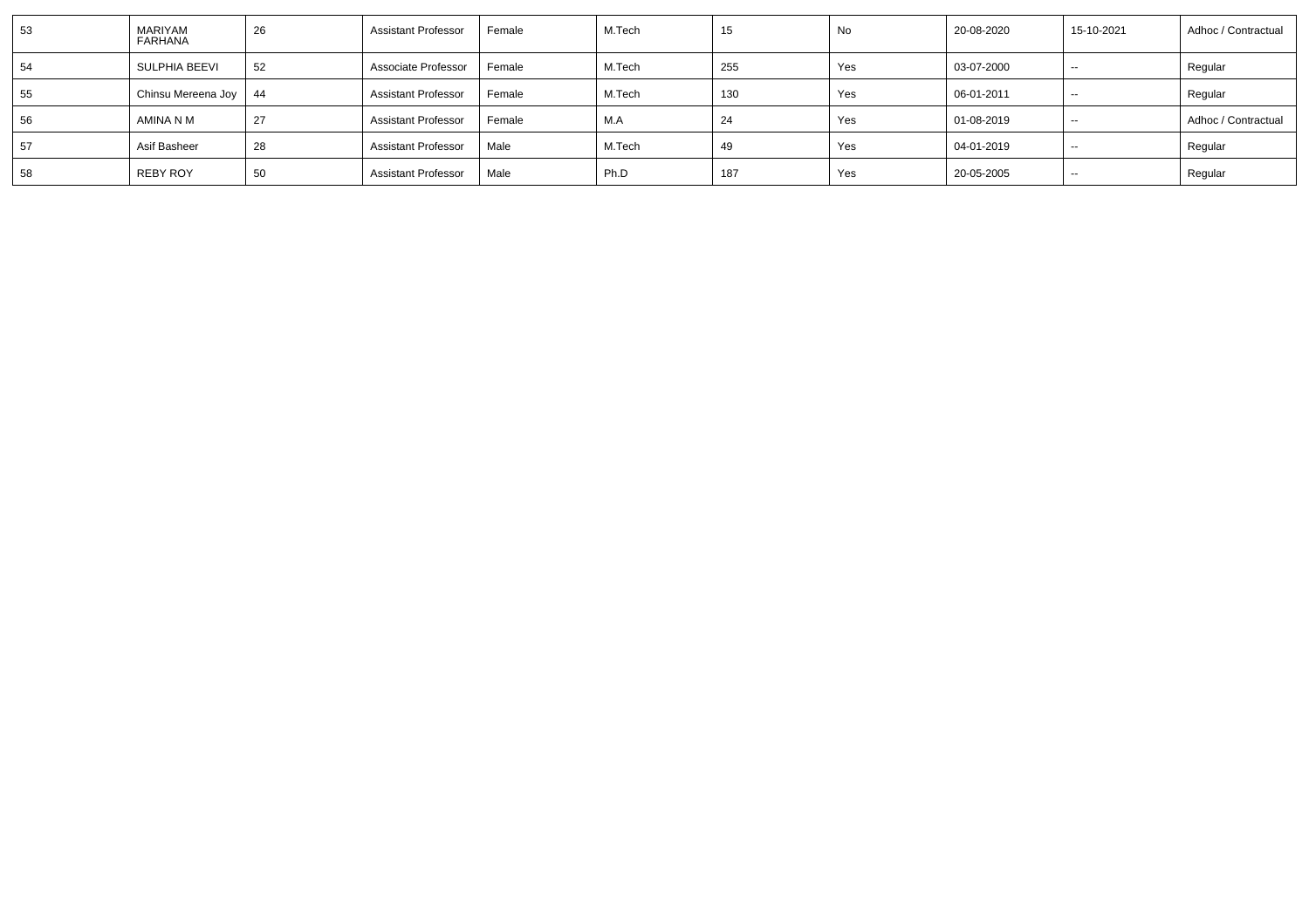| | | | | | | | | | | |
|---|---|---|---|---|---|---|---|---|---|---|
| 53 | MARIYAM FARHANA | 26 | Assistant Professor | Female | M.Tech | 15 | No | 20-08-2020 | 15-10-2021 | Adhoc / Contractual |
| 54 | SULPHIA BEEVI | 52 | Associate Professor | Female | M.Tech | 255 | Yes | 03-07-2000 | -- | Regular |
| 55 | Chinsu Mereena Joy | 44 | Assistant Professor | Female | M.Tech | 130 | Yes | 06-01-2011 | -- | Regular |
| 56 | AMINA N M | 27 | Assistant Professor | Female | M.A | 24 | Yes | 01-08-2019 | -- | Adhoc / Contractual |
| 57 | Asif Basheer | 28 | Assistant Professor | Male | M.Tech | 49 | Yes | 04-01-2019 | -- | Regular |
| 58 | REBY ROY | 50 | Assistant Professor | Male | Ph.D | 187 | Yes | 20-05-2005 | -- | Regular |